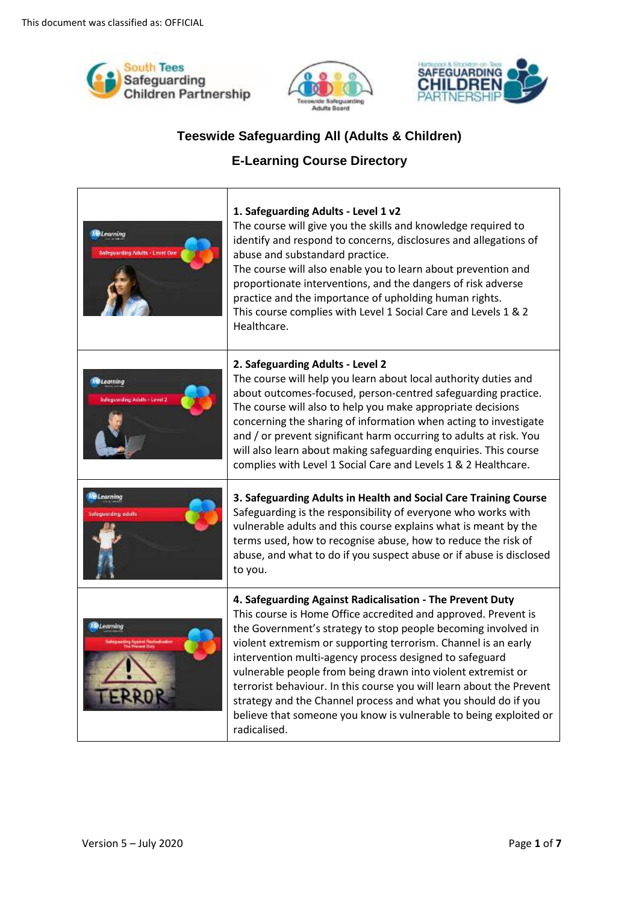This document was classified as: OFFICIAL

## Teeswide Safeguarding All (Adults & Children)

## E-Learning Course Directory

| | |
|---|---|
| | **1. Safeguarding Adults - Level 1 v2**<br>The course will give you the skills and knowledge required to identify and respond to concerns, disclosures and allegations of abuse and substandard practice.<br>The course will also enable you to learn about prevention and proportionate interventions, and the dangers of risk adverse practice and the importance of upholding human rights.<br>This course complies with Level 1 Social Care and Levels 1 & 2 Healthcare. |
| | **2. Safeguarding Adults - Level 2**<br>The course will help you learn about local authority duties and about outcomes-focused, person-centred safeguarding practice. The course will also to help you make appropriate decisions concerning the sharing of information when acting to investigate and / or prevent significant harm occurring to adults at risk. You will also learn about making safeguarding enquiries. This course complies with Level 1 Social Care and Levels 1 & 2 Healthcare. |
| | **3. Safeguarding Adults in Health and Social Care Training Course**<br>Safeguarding is the responsibility of everyone who works with vulnerable adults and this course explains what is meant by the terms used, how to recognise abuse, how to reduce the risk of abuse, and what to do if you suspect abuse or if abuse is disclosed to you. |
| | **4. Safeguarding Against Radicalisation - The Prevent Duty**<br>This course is Home Office accredited and approved. Prevent is the Government's strategy to stop people becoming involved in violent extremism or supporting terrorism. Channel is an early intervention multi-agency process designed to safeguard vulnerable people from being drawn into violent extremist or terrorist behaviour. In this course you will learn about the Prevent strategy and the Channel process and what you should do if you believe that someone you know is vulnerable to being exploited or radicalised. |

Version 5 – July 2020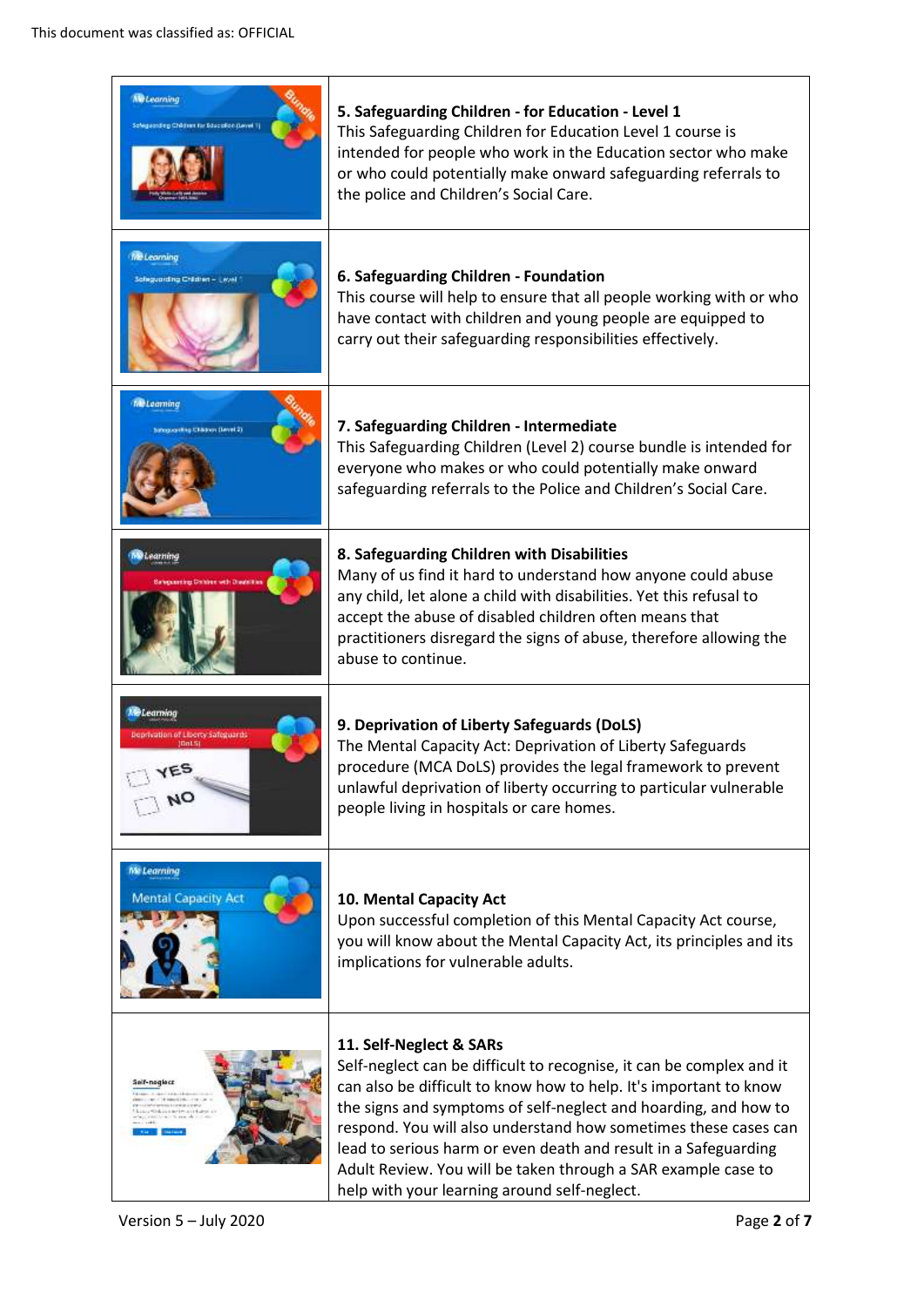| | |
|---|---|
| | **5. Safeguarding Children - for Education - Level 1**<br>This Safeguarding Children for Education Level 1 course is intended for people who work in the Education sector who make or who could potentially make onward safeguarding referrals to the police and Children's Social Care. |
| | **6. Safeguarding Children - Foundation**<br>This course will help to ensure that all people working with or who have contact with children and young people are equipped to carry out their safeguarding responsibilities effectively. |
| | **7. Safeguarding Children - Intermediate**<br>This Safeguarding Children (Level 2) course bundle is intended for everyone who makes or who could potentially make onward safeguarding referrals to the Police and Children's Social Care. |
| | **8. Safeguarding Children with Disabilities**<br>Many of us find it hard to understand how anyone could abuse any child, let alone a child with disabilities. Yet this refusal to accept the abuse of disabled children often means that practitioners disregard the signs of abuse, therefore allowing the abuse to continue. |
| | **9. Deprivation of Liberty Safeguards (DoLS)**<br>The Mental Capacity Act: Deprivation of Liberty Safeguards procedure (MCA DoLS) provides the legal framework to prevent unlawful deprivation of liberty occurring to particular vulnerable people living in hospitals or care homes. |
| | **10. Mental Capacity Act**<br>Upon successful completion of this Mental Capacity Act course, you will know about the Mental Capacity Act, its principles and its implications for vulnerable adults. |
| | **11. Self-Neglect & SARs**<br>Self-neglect can be difficult to recognise, it can be complex and it can also be difficult to know how to help. It's important to know the signs and symptoms of self-neglect and hoarding, and how to respond. You will also understand how sometimes these cases can lead to serious harm or even death and result in a Safeguarding Adult Review. You will be taken through a SAR example case to help with your learning around self-neglect. |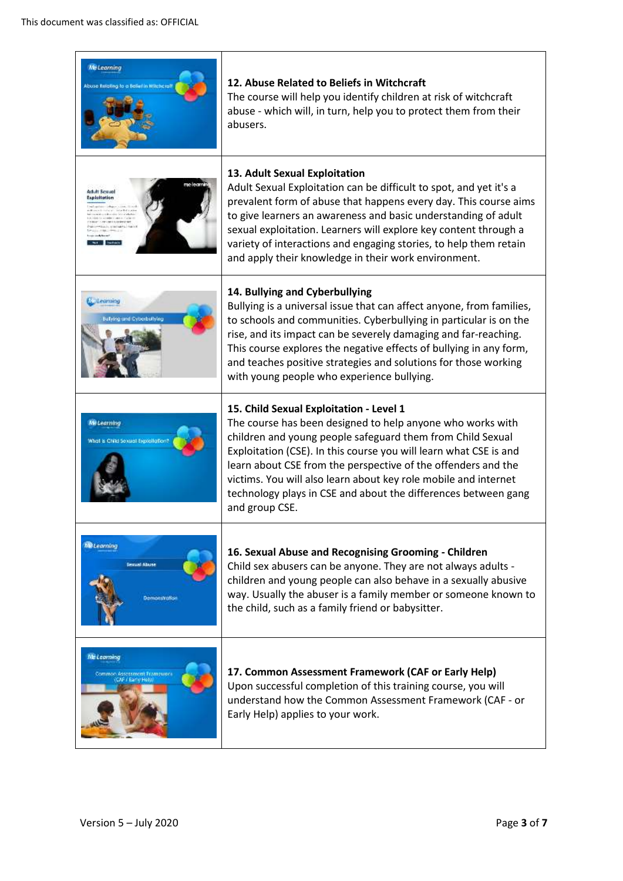This document was classified as: OFFICIAL

| | |
|---|---|
| | **12. Abuse Related to Beliefs in Witchcraft**<br>The course will help you identify children at risk of witchcraft abuse - which will, in turn, help you to protect them from their abusers. |
| | **13. Adult Sexual Exploitation**<br>Adult Sexual Exploitation can be difficult to spot, and yet it's a prevalent form of abuse that happens every day. This course aims to give learners an awareness and basic understanding of adult sexual exploitation. Learners will explore key content through a variety of interactions and engaging stories, to help them retain and apply their knowledge in their work environment. |
| | **14. Bullying and Cyberbullying**<br>Bullying is a universal issue that can affect anyone, from families, to schools and communities. Cyberbullying in particular is on the rise, and its impact can be severely damaging and far-reaching. This course explores the negative effects of bullying in any form, and teaches positive strategies and solutions for those working with young people who experience bullying. |
| | **15. Child Sexual Exploitation - Level 1**<br>The course has been designed to help anyone who works with children and young people safeguard them from Child Sexual Exploitation (CSE). In this course you will learn what CSE is and learn about CSE from the perspective of the offenders and the victims. You will also learn about key role mobile and internet technology plays in CSE and about the differences between gang and group CSE. |
| | **16. Sexual Abuse and Recognising Grooming - Children**<br>Child sex abusers can be anyone. They are not always adults - children and young people can also behave in a sexually abusive way. Usually the abuser is a family member or someone known to the child, such as a family friend or babysitter. |
| | **17. Common Assessment Framework (CAF or Early Help)**<br>Upon successful completion of this training course, you will understand how the Common Assessment Framework (CAF - or Early Help) applies to your work. |

Version 5 – July 2020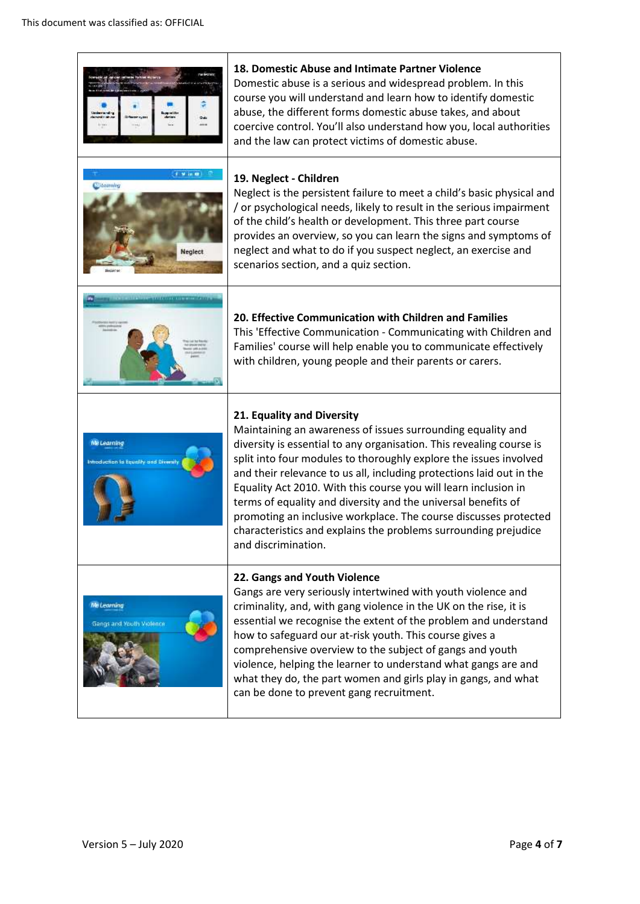| | |
|---|---|
| | **18. Domestic Abuse and Intimate Partner Violence**<br>Domestic abuse is a serious and widespread problem. In this course you will understand and learn how to identify domestic abuse, the different forms domestic abuse takes, and about coercive control. You'll also understand how you, local authorities and the law can protect victims of domestic abuse. |
| | **19. Neglect - Children**<br>Neglect is the persistent failure to meet a child's basic physical and / or psychological needs, likely to result in the serious impairment of the child's health or development. This three part course provides an overview, so you can learn the signs and symptoms of neglect and what to do if you suspect neglect, an exercise and scenarios section, and a quiz section. |
| | **20. Effective Communication with Children and Families**<br>This 'Effective Communication - Communicating with Children and Families' course will help enable you to communicate effectively with children, young people and their parents or carers. |
| | **21. Equality and Diversity**<br>Maintaining an awareness of issues surrounding equality and diversity is essential to any organisation. This revealing course is split into four modules to thoroughly explore the issues involved and their relevance to us all, including protections laid out in the Equality Act 2010. With this course you will learn inclusion in terms of equality and diversity and the universal benefits of promoting an inclusive workplace. The course discusses protected characteristics and explains the problems surrounding prejudice and discrimination. |
| | **22. Gangs and Youth Violence**<br>Gangs are very seriously intertwined with youth violence and criminality, and, with gang violence in the UK on the rise, it is essential we recognise the extent of the problem and understand how to safeguard our at-risk youth. This course gives a comprehensive overview to the subject of gangs and youth violence, helping the learner to understand what gangs are and what they do, the part women and girls play in gangs, and what can be done to prevent gang recruitment. |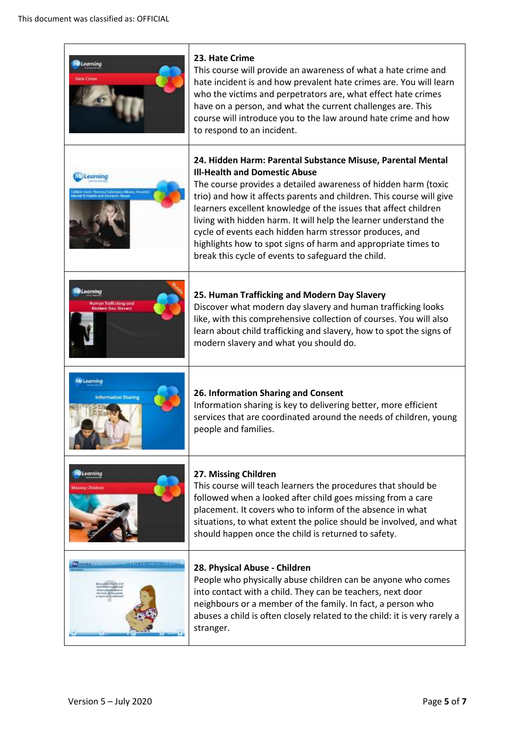| | |
|---|---|
| | **23. Hate Crime**<br>This course will provide an awareness of what a hate crime and hate incident is and how prevalent hate crimes are. You will learn who the victims and perpetrators are, what effect hate crimes have on a person, and what the current challenges are. This course will introduce you to the law around hate crime and how to respond to an incident. |
| | **24. Hidden Harm: Parental Substance Misuse, Parental Mental Ill-Health and Domestic Abuse**<br>The course provides a detailed awareness of hidden harm (toxic trio) and how it affects parents and children. This course will give learners excellent knowledge of the issues that affect children living with hidden harm. It will help the learner understand the cycle of events each hidden harm stressor produces, and highlights how to spot signs of harm and appropriate times to break this cycle of events to safeguard the child. |
| | **25. Human Trafficking and Modern Day Slavery**<br>Discover what modern day slavery and human trafficking looks like, with this comprehensive collection of courses. You will also learn about child trafficking and slavery, how to spot the signs of modern slavery and what you should do. |
| | **26. Information Sharing and Consent**<br>Information sharing is key to delivering better, more efficient services that are coordinated around the needs of children, young people and families. |
| | **27. Missing Children**<br>This course will teach learners the procedures that should be followed when a looked after child goes missing from a care placement. It covers who to inform of the absence in what situations, to what extent the police should be involved, and what should happen once the child is returned to safety. |
| | **28. Physical Abuse - Children**<br>People who physically abuse children can be anyone who comes into contact with a child. They can be teachers, next door neighbours or a member of the family. In fact, a person who abuses a child is often closely related to the child: it is very rarely a stranger. |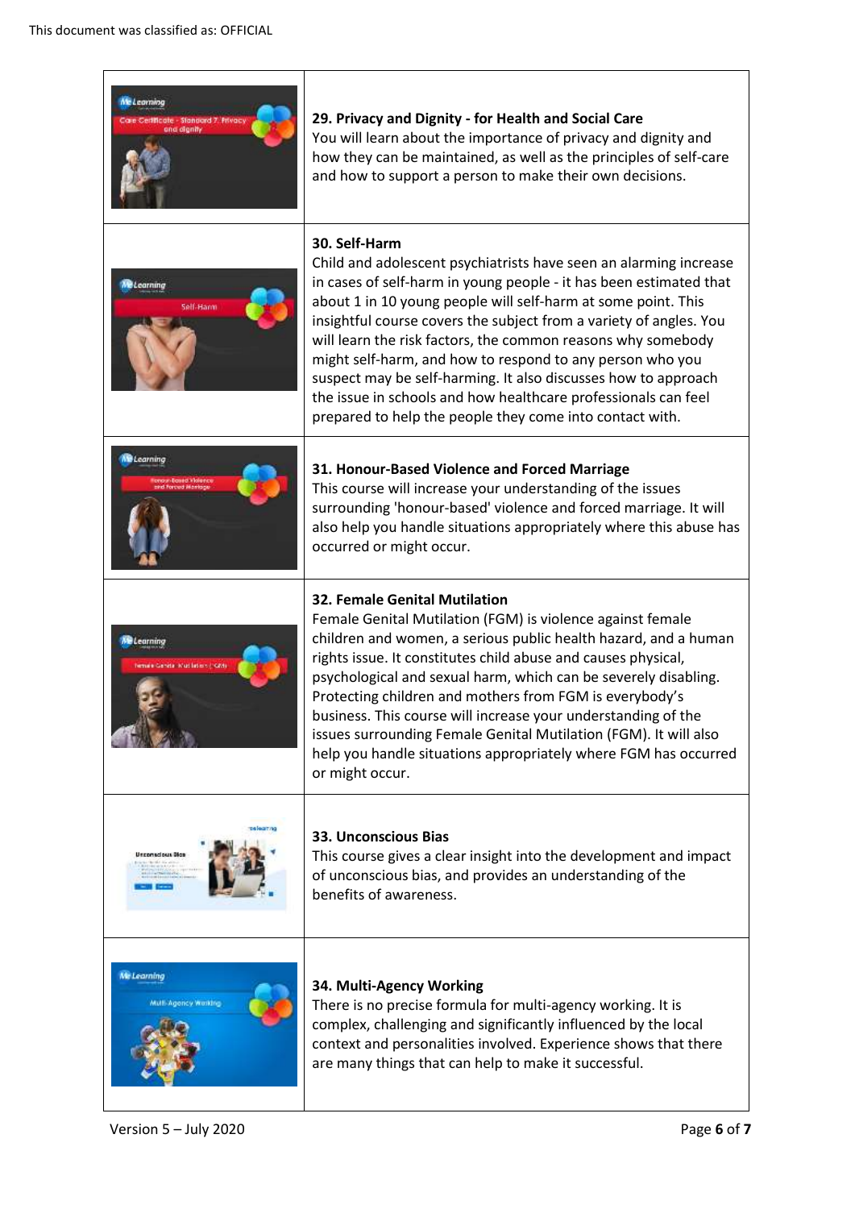This document was classified as: OFFICIAL

| | |
|---|---|
| | **29. Privacy and Dignity - for Health and Social Care**<br>You will learn about the importance of privacy and dignity and how they can be maintained, as well as the principles of self-care and how to support a person to make their own decisions. |
| | **30. Self-Harm**<br>Child and adolescent psychiatrists have seen an alarming increase in cases of self-harm in young people - it has been estimated that about 1 in 10 young people will self-harm at some point. This insightful course covers the subject from a variety of angles. You will learn the risk factors, the common reasons why somebody might self-harm, and how to respond to any person who you suspect may be self-harming. It also discusses how to approach the issue in schools and how healthcare professionals can feel prepared to help the people they come into contact with. |
| | **31. Honour-Based Violence and Forced Marriage**<br>This course will increase your understanding of the issues surrounding 'honour-based' violence and forced marriage. It will also help you handle situations appropriately where this abuse has occurred or might occur. |
| | **32. Female Genital Mutilation**<br>Female Genital Mutilation (FGM) is violence against female children and women, a serious public health hazard, and a human rights issue. It constitutes child abuse and causes physical, psychological and sexual harm, which can be severely disabling. Protecting children and mothers from FGM is everybody's business. This course will increase your understanding of the issues surrounding Female Genital Mutilation (FGM). It will also help you handle situations appropriately where FGM has occurred or might occur. |
| | **33. Unconscious Bias**<br>This course gives a clear insight into the development and impact of unconscious bias, and provides an understanding of the benefits of awareness. |
| | **34. Multi-Agency Working**<br>There is no precise formula for multi-agency working. It is complex, challenging and significantly influenced by the local context and personalities involved. Experience shows that there are many things that can help to make it successful. |

Version 5 – July 2020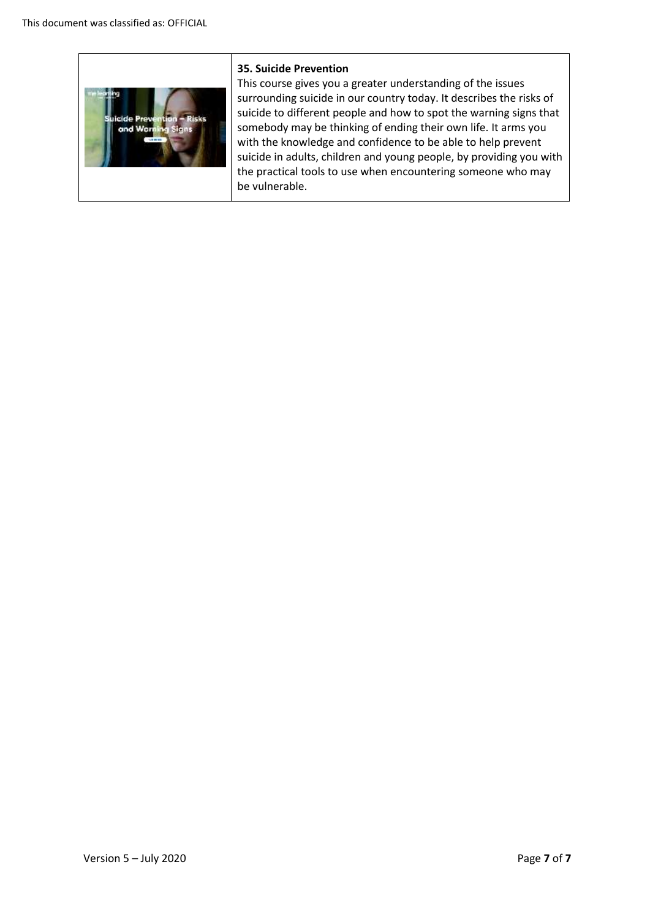**35. Suicide Prevention**

This course gives you a greater understanding of the issues surrounding suicide in our country today. It describes the risks of suicide to different people and how to spot the warning signs that somebody may be thinking of ending their own life. It arms you with the knowledge and confidence to be able to help prevent suicide in adults, children and young people, by providing you with the practical tools to use when encountering someone who may be vulnerable.